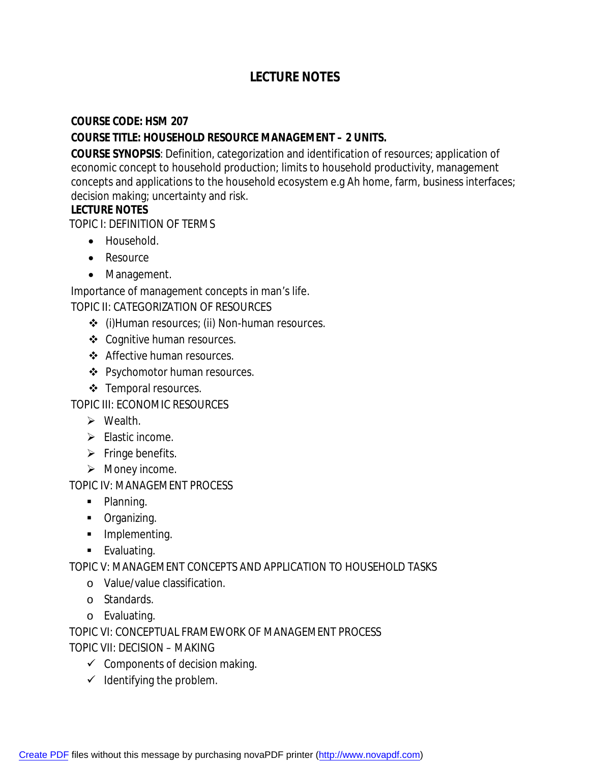# LECTURE NOTES

**COURSE CODE: HSM 207**

**COURSE TITLE: HOUSEHOLD RESOURCE MANAGEMENT – 2 UNITS.**

**COURSE SYNOPSIS**: Definition, categorization and identification of resources; application of economic concept to household production; limits to household productivity, management concepts and applications to the household ecosystem e.g Ah home, farm, business interfaces; decision making; uncertainty and risk.

**LECTURE NOTES**

TOPIC I: DEFINITION OF TERMS

- Household.
- Resource
- Management.

Importance of management concepts in man's life.

TOPIC II: CATEGORIZATION OF RESOURCES

- (i)Human resources; (ii) Non-human resources.
- Cognitive human resources.
- Affective human resources.
- Psychomotor human resources.
- Temporal resources.

TOPIC III: ECONOMIC RESOURCES

- Wealth.
- Elastic income.
- Fringe benefits.
- Money income.

TOPIC IV: MANAGEMENT PROCESS

- Planning.
- Organizing.
- Implementing.
- Evaluating.

TOPIC V: MANAGEMENT CONCEPTS AND APPLICATION TO HOUSEHOLD TASKS

- Value/value classification.
- Standards.
- Evaluating.

TOPIC VI: CONCEPTUAL FRAMEWORK OF MANAGEMENT PROCESS

TOPIC VII: DECISION – MAKING

- ✓ Components of decision making.
- ✓ Identifying the problem.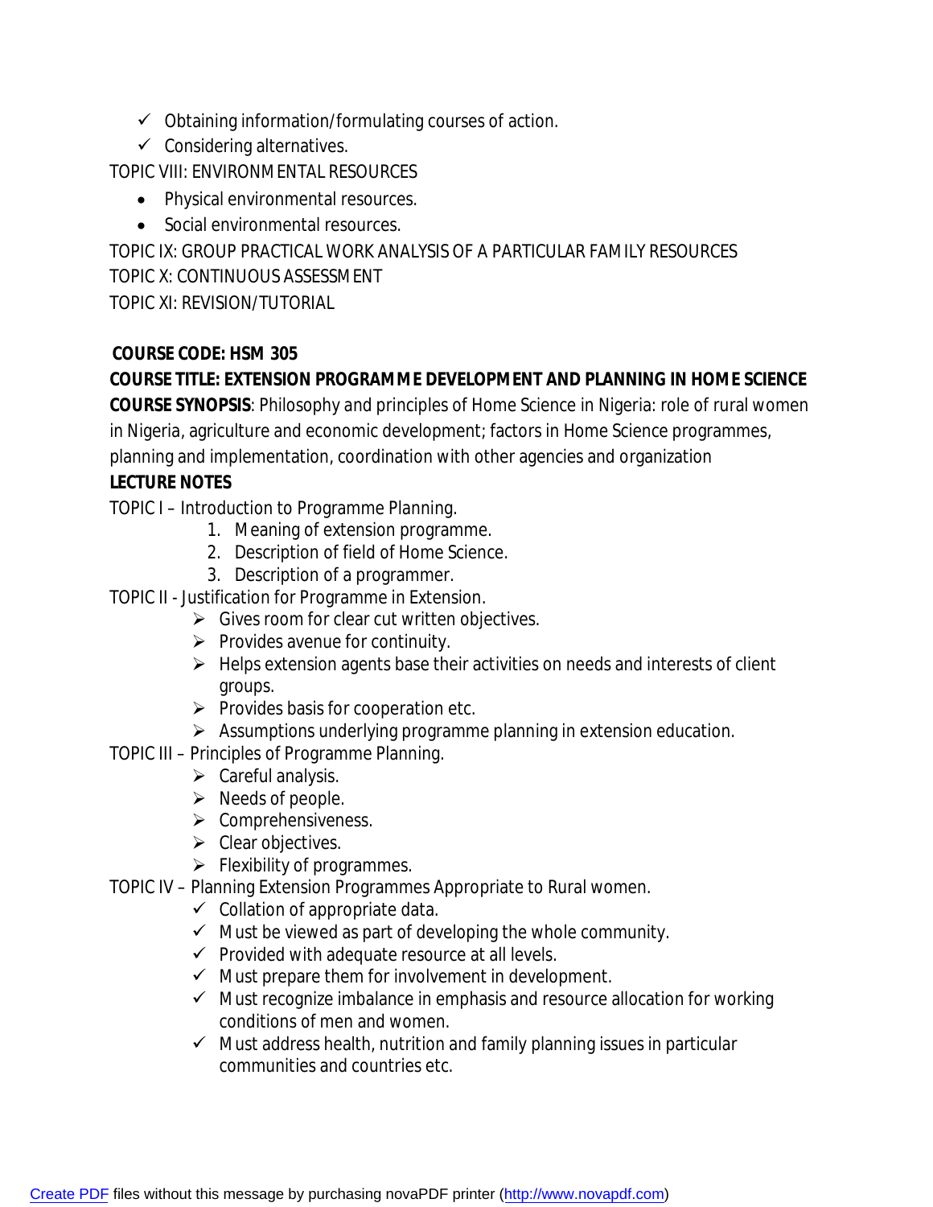- ✓ Obtaining information/formulating courses of action.
- ✓ Considering alternatives.

TOPIC VIII: ENVIRONMENTAL RESOURCES

- Physical environmental resources.
- Social environmental resources.

TOPIC IX: GROUP PRACTICAL WORK ANALYSIS OF A PARTICULAR FAMILY RESOURCES

TOPIC X: CONTINUOUS ASSESSMENT

TOPIC XI: REVISION/TUTORIAL

**COURSE CODE: HSM 305**

**COURSE TITLE: EXTENSION PROGRAMME DEVELOPMENT AND PLANNING IN HOME SCIENCE**

**COURSE SYNOPSIS**: Philosophy and principles of Home Science in Nigeria: role of rural women in Nigeria, agriculture and economic development; factors in Home Science programmes, planning and implementation, coordination with other agencies and organization

**LECTURE NOTES**

TOPIC I – Introduction to Programme Planning.

1. Meaning of extension programme.
2. Description of field of Home Science.
3. Description of a programmer.

TOPIC II - Justification for Programme in Extension.

- ➢ Gives room for clear cut written objectives.
- ➢ Provides avenue for continuity.
- ➢ Helps extension agents base their activities on needs and interests of client groups.
- ➢ Provides basis for cooperation etc.
- ➢ Assumptions underlying programme planning in extension education.

TOPIC III – Principles of Programme Planning.

- ➢ Careful analysis.
- ➢ Needs of people.
- ➢ Comprehensiveness.
- ➢ Clear objectives.
- ➢ Flexibility of programmes.

TOPIC IV – Planning Extension Programmes Appropriate to Rural women.

- ✓ Collation of appropriate data.
- ✓ Must be viewed as part of developing the whole community.
- ✓ Provided with adequate resource at all levels.
- ✓ Must prepare them for involvement in development.
- ✓ Must recognize imbalance in emphasis and resource allocation for working conditions of men and women.
- ✓ Must address health, nutrition and family planning issues in particular communities and countries etc.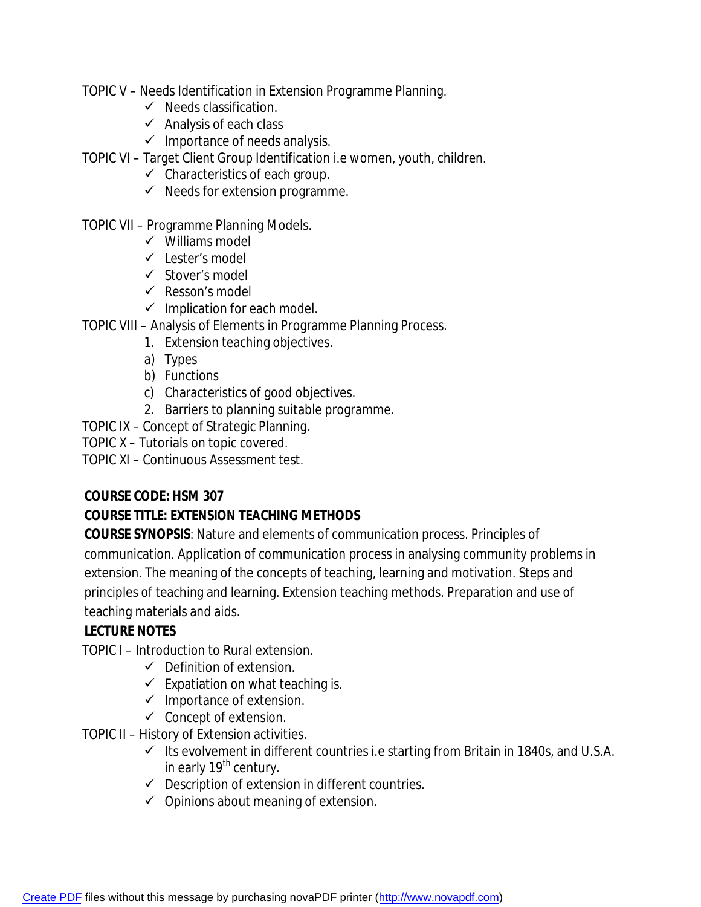TOPIC V – Needs Identification in Extension Programme Planning.

- ✓ Needs classification.
- ✓ Analysis of each class
- ✓ Importance of needs analysis.

TOPIC VI – Target Client Group Identification i.e women, youth, children.

- ✓ Characteristics of each group.
- ✓ Needs for extension programme.

TOPIC VII – Programme Planning Models.

- ✓ Williams model
- ✓ Lester's model
- ✓ Stover's model
- ✓ Resson's model
- ✓ Implication for each model.

TOPIC VIII – Analysis of Elements in Programme Planning Process.

1. Extension teaching objectives.
   - a) Types
   - b) Functions
   - c) Characteristics of good objectives.
2. Barriers to planning suitable programme.

TOPIC IX – Concept of Strategic Planning.

TOPIC X – Tutorials on topic covered.

TOPIC XI – Continuous Assessment test.

**COURSE CODE: HSM 307**

**COURSE TITLE: EXTENSION TEACHING METHODS**

**COURSE SYNOPSIS**: Nature and elements of communication process. Principles of communication. Application of communication process in analysing community problems in extension. The meaning of the concepts of teaching, learning and motivation. Steps and principles of teaching and learning. Extension teaching methods. Preparation and use of teaching materials and aids.

**LECTURE NOTES**

TOPIC I – Introduction to Rural extension.

- ✓ Definition of extension.
- ✓ Expatiation on what teaching is.
- ✓ Importance of extension.
- ✓ Concept of extension.

TOPIC II – History of Extension activities.

- ✓ Its evolvement in different countries i.e starting from Britain in 1840s, and U.S.A. in early 19th century.
- ✓ Description of extension in different countries.
- ✓ Opinions about meaning of extension.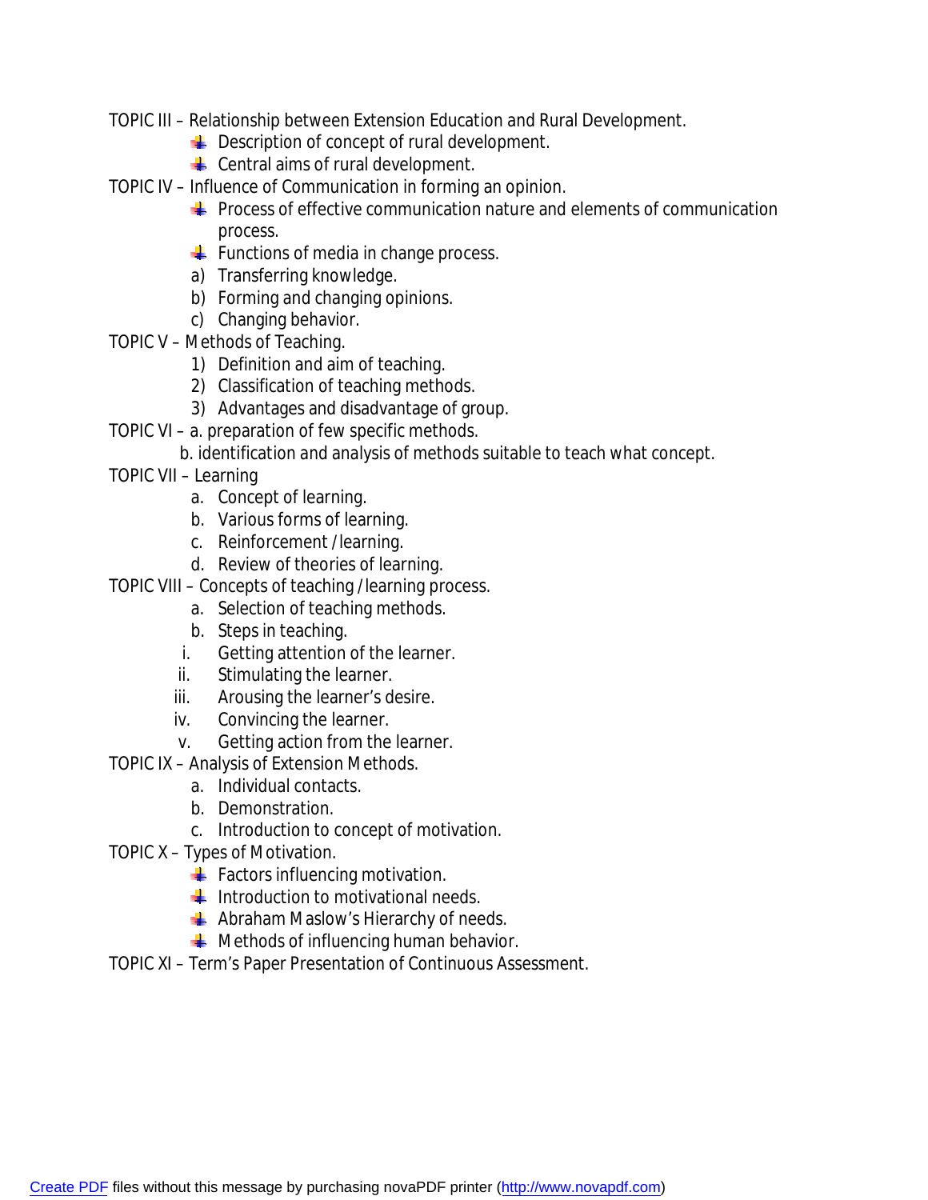TOPIC III – Relationship between Extension Education and Rural Development.

- Description of concept of rural development.
- Central aims of rural development.

TOPIC IV – Influence of Communication in forming an opinion.

- Process of effective communication nature and elements of communication process.
- Functions of media in change process.

a) Transferring knowledge.  
b) Forming and changing opinions.  
c) Changing behavior.

TOPIC V – Methods of Teaching.

1) Definition and aim of teaching.
2) Classification of teaching methods.
3) Advantages and disadvantage of group.

TOPIC VI – a. preparation of few specific methods.  
b. identification and analysis of methods suitable to teach what concept.

TOPIC VII – Learning

a. Concept of learning.  
b. Various forms of learning.  
c. Reinforcement / learning.  
d. Review of theories of learning.

TOPIC VIII – Concepts of teaching / learning process.

a. Selection of teaching methods.  
b. Steps in teaching.

i. Getting attention of the learner.  
ii. Stimulating the learner.  
iii. Arousing the learner's desire.  
iv. Convincing the learner.  
v. Getting action from the learner.

TOPIC IX – Analysis of Extension Methods.

a. Individual contacts.  
b. Demonstration.  
c. Introduction to concept of motivation.

TOPIC X – Types of Motivation.

- Factors influencing motivation.
- Introduction to motivational needs.
- Abraham Maslow's Hierarchy of needs.
- Methods of influencing human behavior.

TOPIC XI – Term's Paper Presentation of Continuous Assessment.